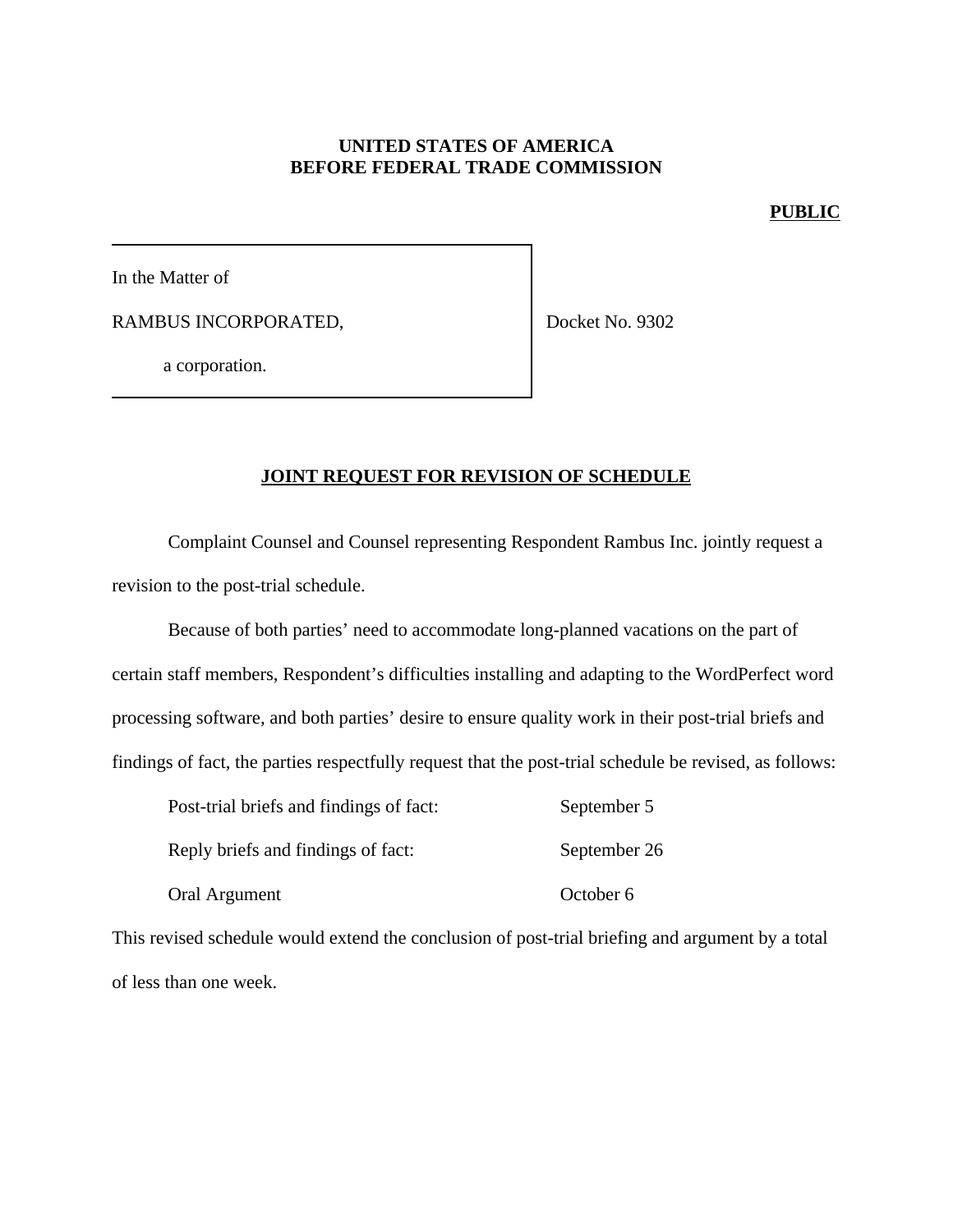**UNITED STATES OF AMERICA**
**BEFORE FEDERAL TRADE COMMISSION**

**PUBLIC**

In the Matter of

RAMBUS INCORPORATED,

a corporation.

Docket No. 9302

## JOINT REQUEST FOR REVISION OF SCHEDULE

Complaint Counsel and Counsel representing Respondent Rambus Inc. jointly request a revision to the post-trial schedule.

Because of both parties' need to accommodate long-planned vacations on the part of certain staff members, Respondent's difficulties installing and adapting to the WordPerfect word processing software, and both parties' desire to ensure quality work in their post-trial briefs and findings of fact, the parties respectfully request that the post-trial schedule be revised, as follows:

| | |
|---|---|
| Post-trial briefs and findings of fact: | September 5 |
| Reply briefs and findings of fact: | September 26 |
| Oral Argument | October 6 |

This revised schedule would extend the conclusion of post-trial briefing and argument by a total of less than one week.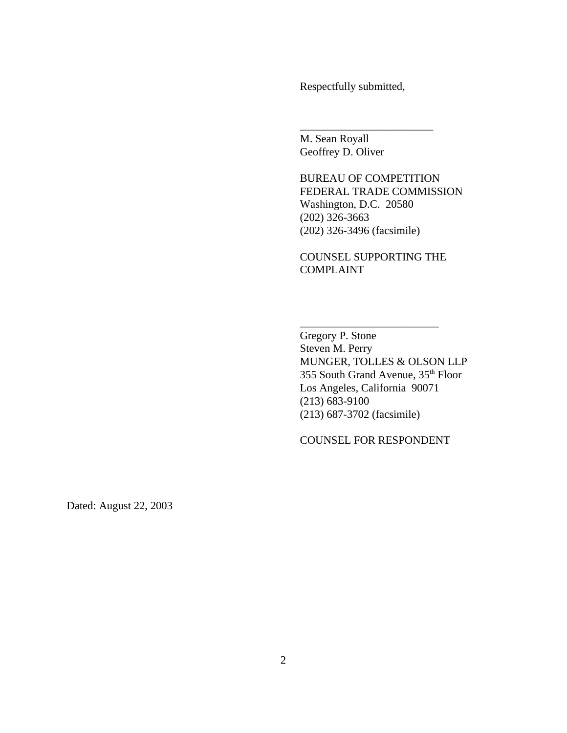Respectfully submitted,

\_\_\_\_\_\_\_\_\_\_\_\_\_\_\_\_\_\_\_\_\_\_\_\_\_

M. Sean Royall
Geoffrey D. Oliver

BUREAU OF COMPETITION
FEDERAL TRADE COMMISSION
Washington, D.C. 20580
(202) 326-3663
(202) 326-3496 (facsimile)

COUNSEL SUPPORTING THE COMPLAINT

\_\_\_\_\_\_\_\_\_\_\_\_\_\_\_\_\_\_\_\_\_\_\_\_\_

Gregory P. Stone
Steven M. Perry
MUNGER, TOLLES & OLSON LLP
355 South Grand Avenue, 35th Floor
Los Angeles, California 90071
(213) 683-9100
(213) 687-3702 (facsimile)

COUNSEL FOR RESPONDENT

Dated: August 22, 2003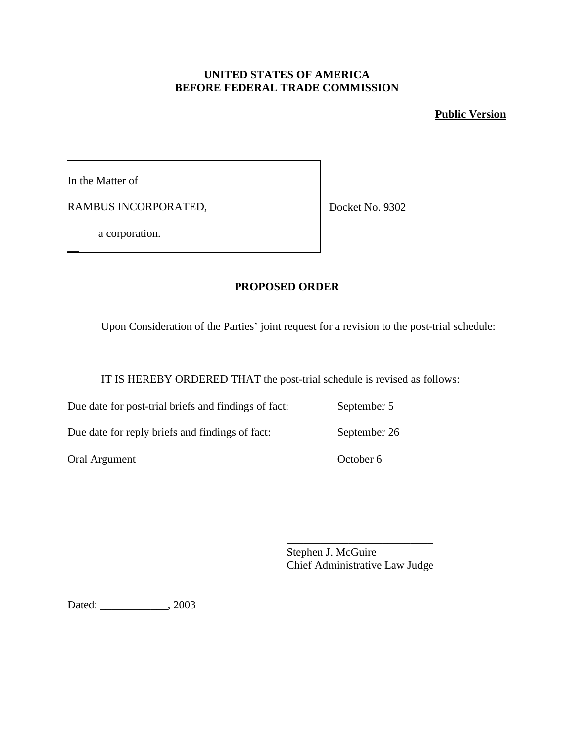**UNITED STATES OF AMERICA**
**BEFORE FEDERAL TRADE COMMISSION**

**Public Version**

In the Matter of

RAMBUS INCORPORATED,

a corporation.

Docket No. 9302

**PROPOSED ORDER**

Upon Consideration of the Parties' joint request for a revision to the post-trial schedule:

IT IS HEREBY ORDERED THAT the post-trial schedule is revised as follows:

| | |
|---|---|
| Due date for post-trial briefs and findings of fact: | September 5 |
| Due date for reply briefs and findings of fact: | September 26 |
| Oral Argument | October 6 |

\_\_\_\_\_\_\_\_\_\_\_\_\_\_\_\_\_\_\_\_\_\_\_\_\_\_
Stephen J. McGuire
Chief Administrative Law Judge

Dated: \_\_\_\_\_\_\_\_\_\_\_\_, 2003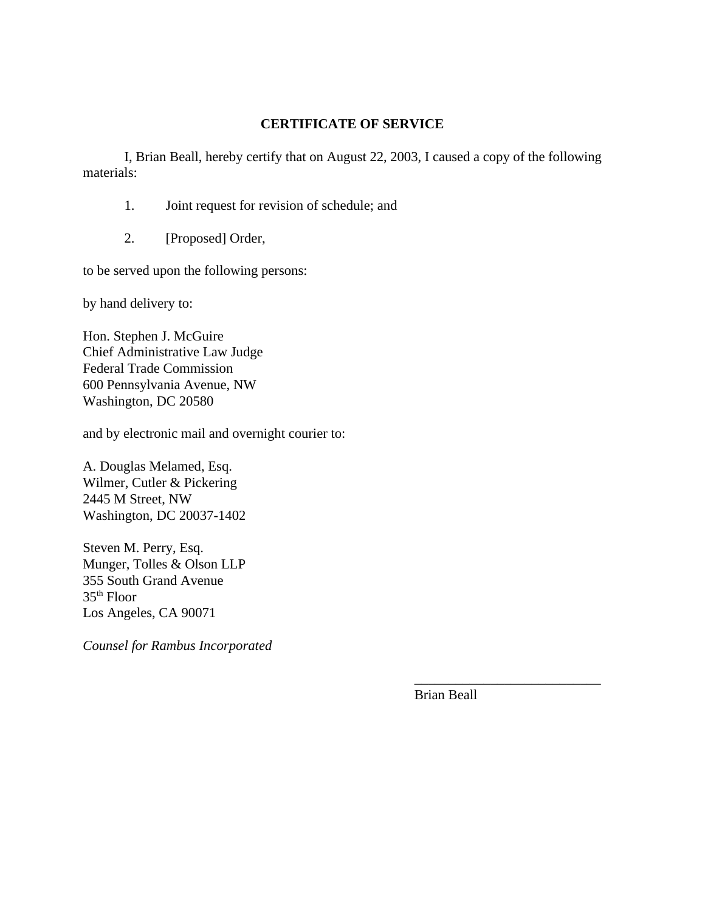## CERTIFICATE OF SERVICE

I, Brian Beall, hereby certify that on August 22, 2003, I caused a copy of the following materials:

1. Joint request for revision of schedule; and

2. [Proposed] Order,

to be served upon the following persons:

by hand delivery to:

Hon. Stephen J. McGuire
Chief Administrative Law Judge
Federal Trade Commission
600 Pennsylvania Avenue, NW
Washington, DC 20580

and by electronic mail and overnight courier to:

A. Douglas Melamed, Esq.
Wilmer, Cutler & Pickering
2445 M Street, NW
Washington, DC 20037-1402

Steven M. Perry, Esq.
Munger, Tolles & Olson LLP
355 South Grand Avenue
35th Floor
Los Angeles, CA 90071

*Counsel for Rambus Incorporated*

\_\_\_\_\_\_\_\_\_\_\_\_\_\_\_\_\_\_\_\_\_\_\_\_\_\_\_\_
Brian Beall